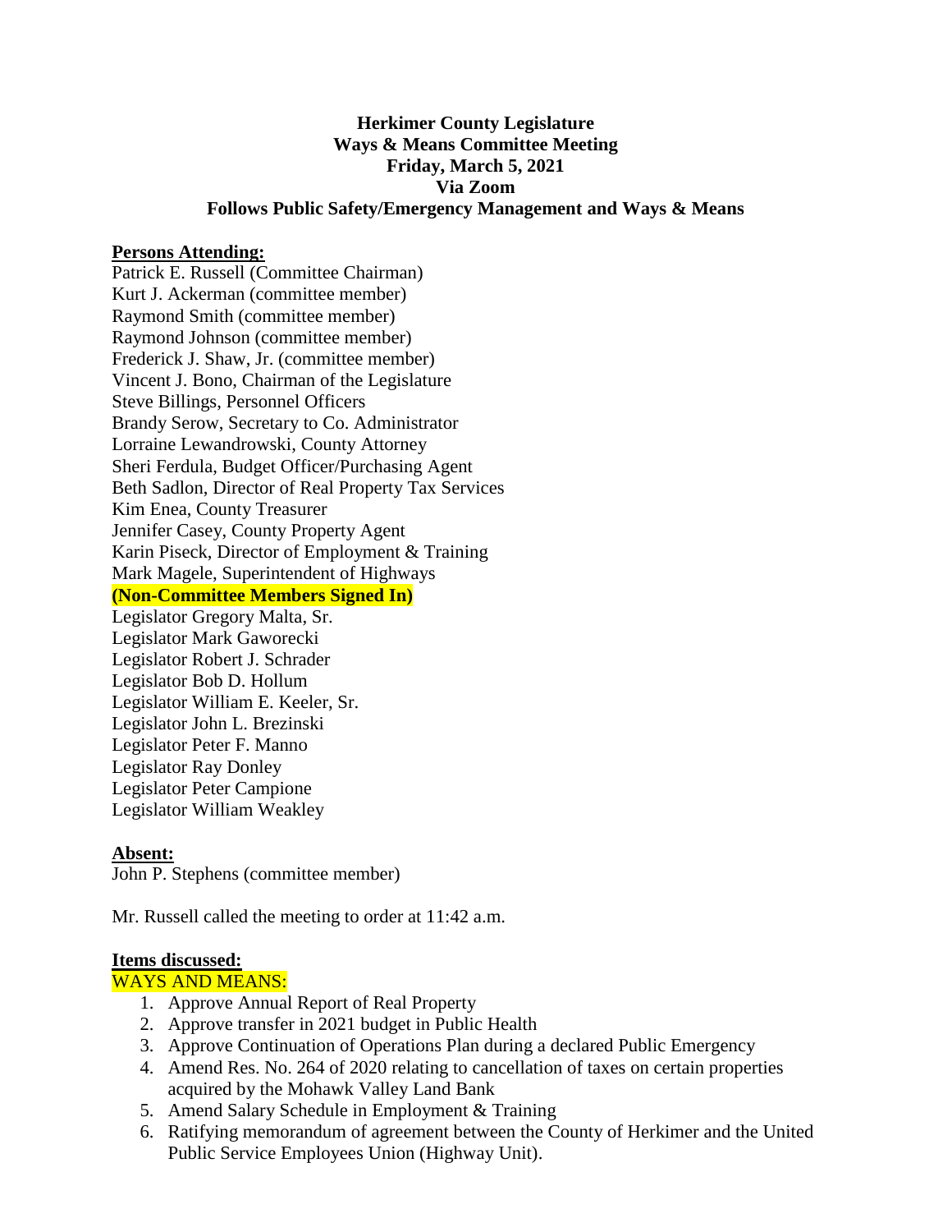**Herkimer County Legislature**
**Ways & Means Committee Meeting**
**Friday, March 5, 2021**
**Via Zoom**
**Follows Public Safety/Emergency Management and Ways & Means**

**Persons Attending:**

Patrick E. Russell (Committee Chairman)
Kurt J. Ackerman (committee member)
Raymond Smith (committee member)
Raymond Johnson (committee member)
Frederick J. Shaw, Jr. (committee member)
Vincent J. Bono, Chairman of the Legislature
Steve Billings, Personnel Officers
Brandy Serow, Secretary to Co. Administrator
Lorraine Lewandrowski, County Attorney
Sheri Ferdula, Budget Officer/Purchasing Agent
Beth Sadlon, Director of Real Property Tax Services
Kim Enea, County Treasurer
Jennifer Casey, County Property Agent
Karin Piseck, Director of Employment & Training
Mark Magele, Superintendent of Highways

**(Non-Committee Members Signed In)**

Legislator Gregory Malta, Sr.
Legislator Mark Gaworecki
Legislator Robert J. Schrader
Legislator Bob D. Hollum
Legislator William E. Keeler, Sr.
Legislator John L. Brezinski
Legislator Peter F. Manno
Legislator Ray Donley
Legislator Peter Campione
Legislator William Weakley

**Absent:**

John P. Stephens (committee member)

Mr. Russell called the meeting to order at 11:42 a.m.

**Items discussed:**

WAYS AND MEANS:

1. Approve Annual Report of Real Property
2. Approve transfer in 2021 budget in Public Health
3. Approve Continuation of Operations Plan during a declared Public Emergency
4. Amend Res. No. 264 of 2020 relating to cancellation of taxes on certain properties acquired by the Mohawk Valley Land Bank
5. Amend Salary Schedule in Employment & Training
6. Ratifying memorandum of agreement between the County of Herkimer and the United Public Service Employees Union (Highway Unit).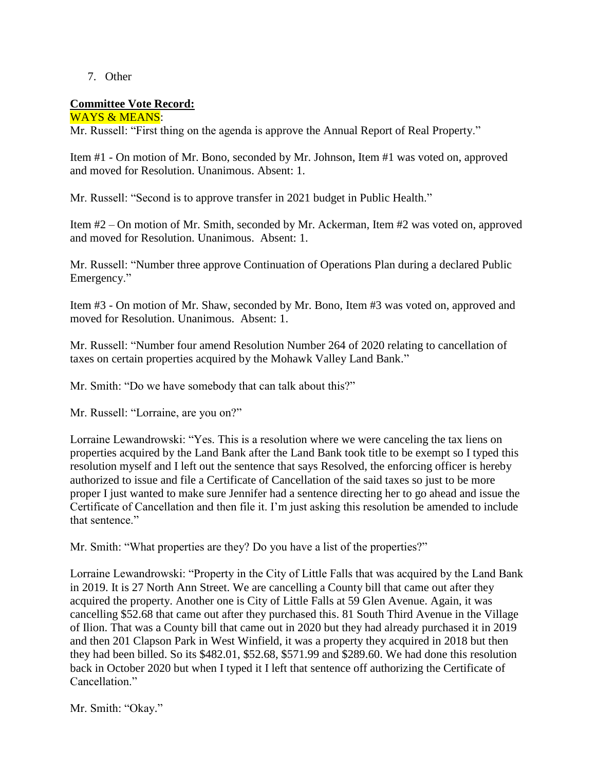7. Other

**Committee Vote Record:**

WAYS & MEANS:

Mr. Russell: "First thing on the agenda is approve the Annual Report of Real Property."

Item #1 - On motion of Mr. Bono, seconded by Mr. Johnson, Item #1 was voted on, approved and moved for Resolution. Unanimous. Absent: 1.

Mr. Russell: "Second is to approve transfer in 2021 budget in Public Health."

Item #2 – On motion of Mr. Smith, seconded by Mr. Ackerman, Item #2 was voted on, approved and moved for Resolution. Unanimous. Absent: 1.

Mr. Russell: "Number three approve Continuation of Operations Plan during a declared Public Emergency."

Item #3 - On motion of Mr. Shaw, seconded by Mr. Bono, Item #3 was voted on, approved and moved for Resolution. Unanimous. Absent: 1.

Mr. Russell: "Number four amend Resolution Number 264 of 2020 relating to cancellation of taxes on certain properties acquired by the Mohawk Valley Land Bank."

Mr. Smith: "Do we have somebody that can talk about this?"

Mr. Russell: "Lorraine, are you on?"

Lorraine Lewandrowski: "Yes. This is a resolution where we were canceling the tax liens on properties acquired by the Land Bank after the Land Bank took title to be exempt so I typed this resolution myself and I left out the sentence that says Resolved, the enforcing officer is hereby authorized to issue and file a Certificate of Cancellation of the said taxes so just to be more proper I just wanted to make sure Jennifer had a sentence directing her to go ahead and issue the Certificate of Cancellation and then file it. I'm just asking this resolution be amended to include that sentence."

Mr. Smith: "What properties are they? Do you have a list of the properties?"

Lorraine Lewandrowski: "Property in the City of Little Falls that was acquired by the Land Bank in 2019. It is 27 North Ann Street. We are cancelling a County bill that came out after they acquired the property. Another one is City of Little Falls at 59 Glen Avenue. Again, it was cancelling $52.68 that came out after they purchased this. 81 South Third Avenue in the Village of Ilion. That was a County bill that came out in 2020 but they had already purchased it in 2019 and then 201 Clapson Park in West Winfield, it was a property they acquired in 2018 but then they had been billed. So its $482.01, $52.68, $571.99 and $289.60. We had done this resolution back in October 2020 but when I typed it I left that sentence off authorizing the Certificate of Cancellation."

Mr. Smith: "Okay."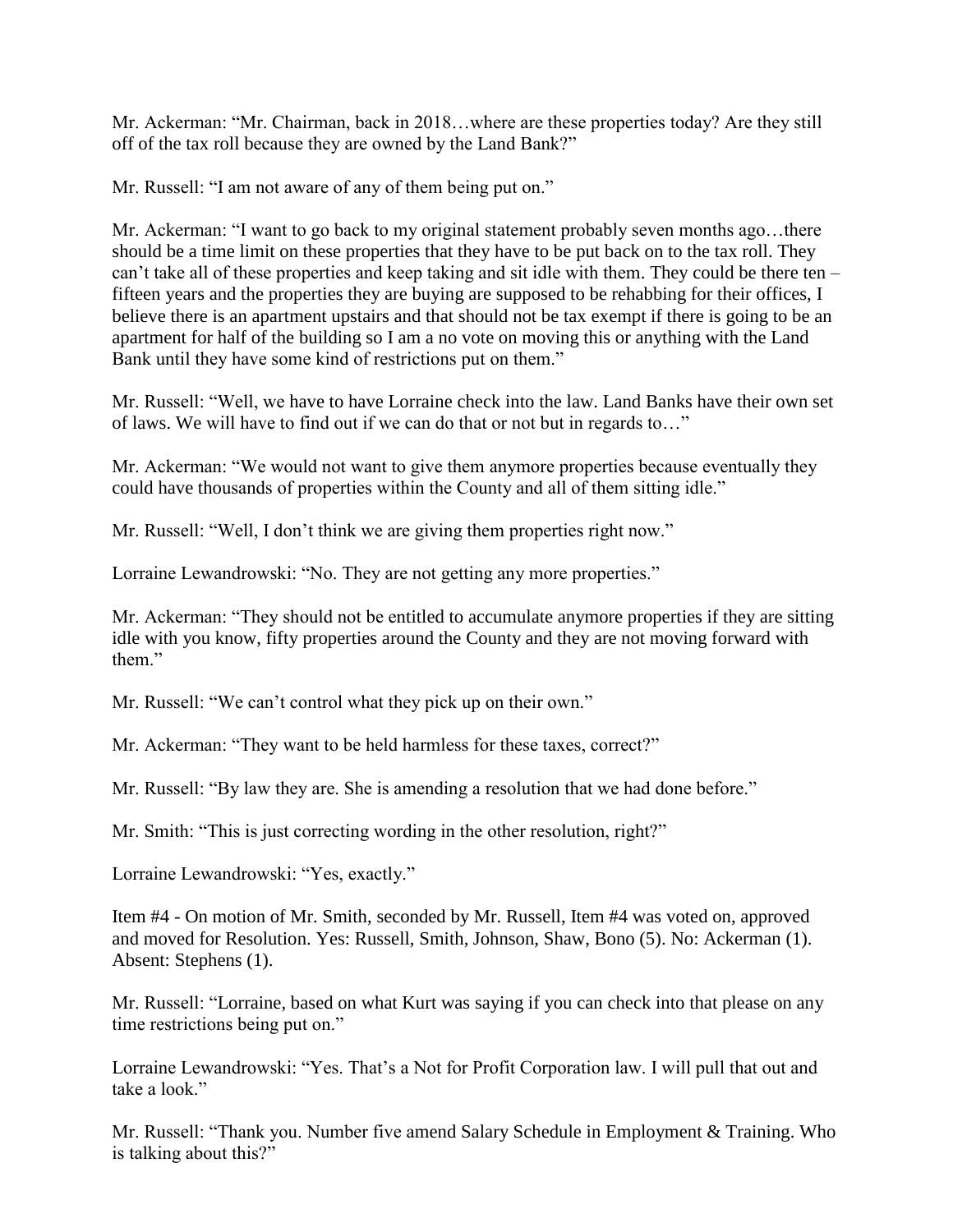Mr. Ackerman: "Mr. Chairman, back in 2018…where are these properties today? Are they still off of the tax roll because they are owned by the Land Bank?"

Mr. Russell: "I am not aware of any of them being put on."

Mr. Ackerman: "I want to go back to my original statement probably seven months ago…there should be a time limit on these properties that they have to be put back on to the tax roll. They can't take all of these properties and keep taking and sit idle with them. They could be there ten – fifteen years and the properties they are buying are supposed to be rehabbing for their offices, I believe there is an apartment upstairs and that should not be tax exempt if there is going to be an apartment for half of the building so I am a no vote on moving this or anything with the Land Bank until they have some kind of restrictions put on them."

Mr. Russell: "Well, we have to have Lorraine check into the law. Land Banks have their own set of laws. We will have to find out if we can do that or not but in regards to…"

Mr. Ackerman: "We would not want to give them anymore properties because eventually they could have thousands of properties within the County and all of them sitting idle."

Mr. Russell: "Well, I don't think we are giving them properties right now."

Lorraine Lewandrowski: "No. They are not getting any more properties."

Mr. Ackerman: "They should not be entitled to accumulate anymore properties if they are sitting idle with you know, fifty properties around the County and they are not moving forward with them."

Mr. Russell: "We can't control what they pick up on their own."

Mr. Ackerman: "They want to be held harmless for these taxes, correct?"

Mr. Russell: "By law they are. She is amending a resolution that we had done before."

Mr. Smith: "This is just correcting wording in the other resolution, right?"

Lorraine Lewandrowski: "Yes, exactly."

Item #4 - On motion of Mr. Smith, seconded by Mr. Russell, Item #4 was voted on, approved and moved for Resolution. Yes: Russell, Smith, Johnson, Shaw, Bono (5). No: Ackerman (1). Absent: Stephens (1).

Mr. Russell: "Lorraine, based on what Kurt was saying if you can check into that please on any time restrictions being put on."

Lorraine Lewandrowski: "Yes. That's a Not for Profit Corporation law. I will pull that out and take a look."

Mr. Russell: "Thank you. Number five amend Salary Schedule in Employment & Training. Who is talking about this?"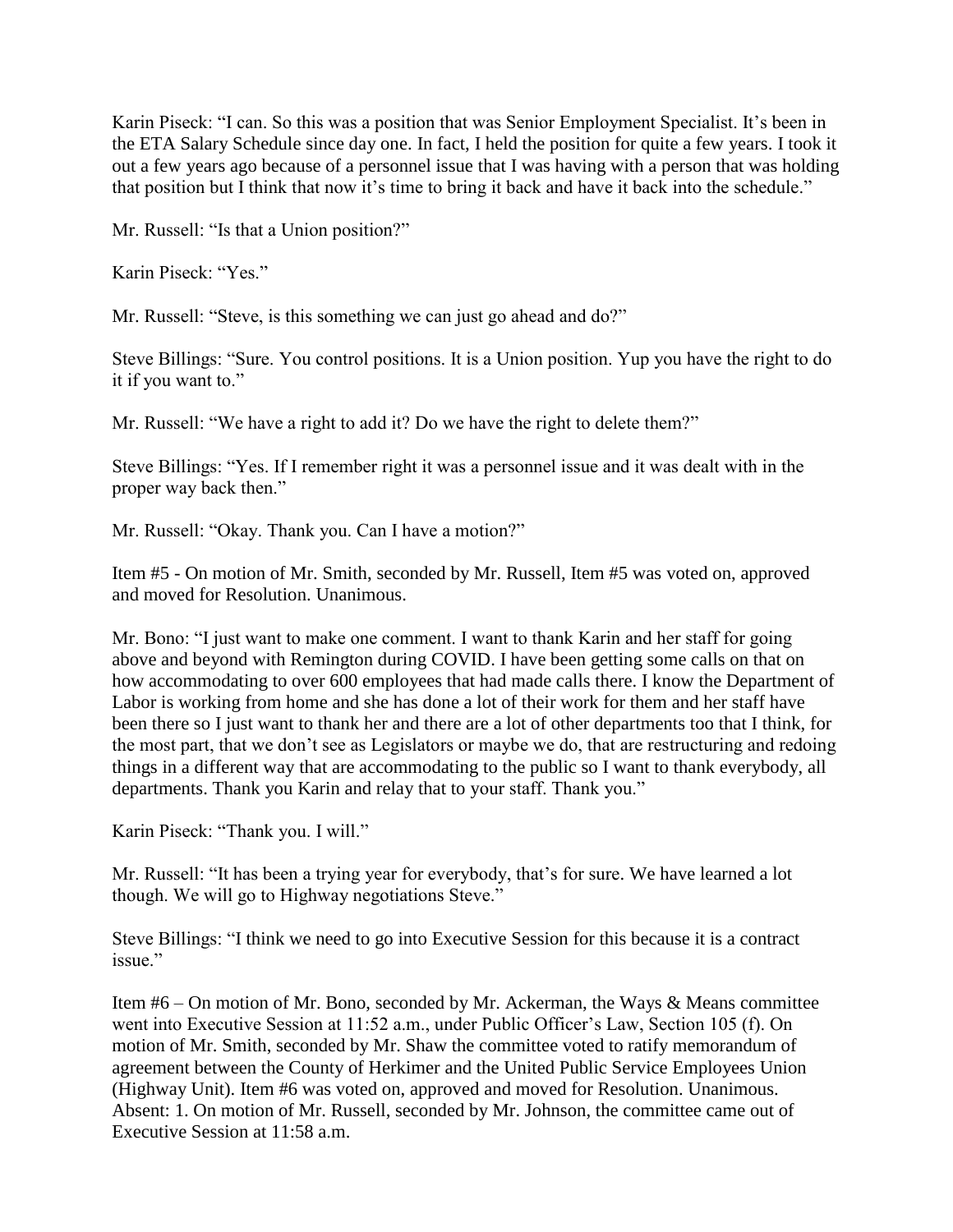Karin Piseck: "I can. So this was a position that was Senior Employment Specialist. It's been in the ETA Salary Schedule since day one. In fact, I held the position for quite a few years. I took it out a few years ago because of a personnel issue that I was having with a person that was holding that position but I think that now it's time to bring it back and have it back into the schedule."

Mr. Russell: "Is that a Union position?"

Karin Piseck: "Yes."

Mr. Russell: "Steve, is this something we can just go ahead and do?"

Steve Billings: "Sure. You control positions. It is a Union position. Yup you have the right to do it if you want to."

Mr. Russell: "We have a right to add it? Do we have the right to delete them?"

Steve Billings: "Yes. If I remember right it was a personnel issue and it was dealt with in the proper way back then."

Mr. Russell: "Okay. Thank you. Can I have a motion?"

Item #5 - On motion of Mr. Smith, seconded by Mr. Russell, Item #5 was voted on, approved and moved for Resolution. Unanimous.

Mr. Bono: "I just want to make one comment. I want to thank Karin and her staff for going above and beyond with Remington during COVID. I have been getting some calls on that on how accommodating to over 600 employees that had made calls there. I know the Department of Labor is working from home and she has done a lot of their work for them and her staff have been there so I just want to thank her and there are a lot of other departments too that I think, for the most part, that we don't see as Legislators or maybe we do, that are restructuring and redoing things in a different way that are accommodating to the public so I want to thank everybody, all departments. Thank you Karin and relay that to your staff. Thank you."

Karin Piseck: "Thank you. I will."

Mr. Russell: "It has been a trying year for everybody, that's for sure. We have learned a lot though. We will go to Highway negotiations Steve."

Steve Billings: "I think we need to go into Executive Session for this because it is a contract issue."

Item #6 – On motion of Mr. Bono, seconded by Mr. Ackerman, the Ways & Means committee went into Executive Session at 11:52 a.m., under Public Officer's Law, Section 105 (f). On motion of Mr. Smith, seconded by Mr. Shaw the committee voted to ratify memorandum of agreement between the County of Herkimer and the United Public Service Employees Union (Highway Unit). Item #6 was voted on, approved and moved for Resolution. Unanimous. Absent: 1. On motion of Mr. Russell, seconded by Mr. Johnson, the committee came out of Executive Session at 11:58 a.m.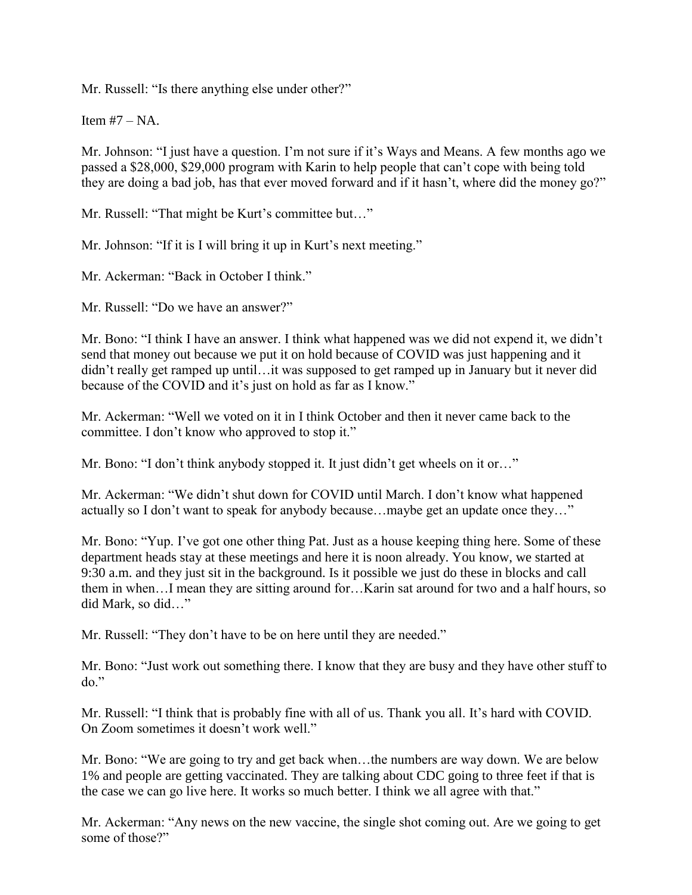Mr. Russell: "Is there anything else under other?"

Item #7 – NA.

Mr. Johnson: "I just have a question. I'm not sure if it's Ways and Means. A few months ago we passed a $28,000, $29,000 program with Karin to help people that can't cope with being told they are doing a bad job, has that ever moved forward and if it hasn't, where did the money go?"

Mr. Russell: "That might be Kurt's committee but…"

Mr. Johnson: "If it is I will bring it up in Kurt's next meeting."

Mr. Ackerman: "Back in October I think."

Mr. Russell: "Do we have an answer?"

Mr. Bono: "I think I have an answer. I think what happened was we did not expend it, we didn't send that money out because we put it on hold because of COVID was just happening and it didn't really get ramped up until…it was supposed to get ramped up in January but it never did because of the COVID and it's just on hold as far as I know."

Mr. Ackerman: "Well we voted on it in I think October and then it never came back to the committee. I don't know who approved to stop it."

Mr. Bono: "I don't think anybody stopped it. It just didn't get wheels on it or…"

Mr. Ackerman: "We didn't shut down for COVID until March. I don't know what happened actually so I don't want to speak for anybody because…maybe get an update once they…"

Mr. Bono: "Yup. I've got one other thing Pat. Just as a house keeping thing here. Some of these department heads stay at these meetings and here it is noon already. You know, we started at 9:30 a.m. and they just sit in the background. Is it possible we just do these in blocks and call them in when…I mean they are sitting around for…Karin sat around for two and a half hours, so did Mark, so did…"

Mr. Russell: "They don't have to be on here until they are needed."

Mr. Bono: "Just work out something there. I know that they are busy and they have other stuff to do."

Mr. Russell: "I think that is probably fine with all of us. Thank you all. It's hard with COVID. On Zoom sometimes it doesn't work well."

Mr. Bono: "We are going to try and get back when…the numbers are way down. We are below 1% and people are getting vaccinated. They are talking about CDC going to three feet if that is the case we can go live here. It works so much better. I think we all agree with that."

Mr. Ackerman: "Any news on the new vaccine, the single shot coming out. Are we going to get some of those?"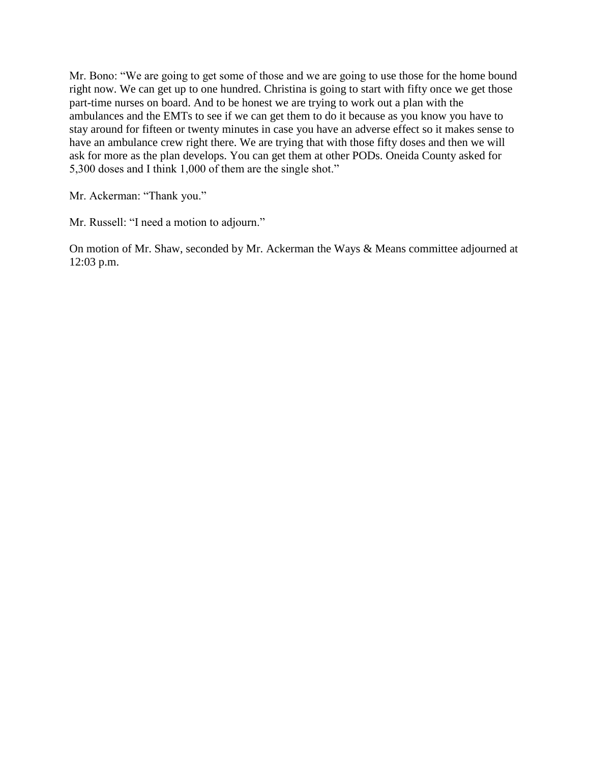Mr. Bono: "We are going to get some of those and we are going to use those for the home bound right now. We can get up to one hundred. Christina is going to start with fifty once we get those part-time nurses on board. And to be honest we are trying to work out a plan with the ambulances and the EMTs to see if we can get them to do it because as you know you have to stay around for fifteen or twenty minutes in case you have an adverse effect so it makes sense to have an ambulance crew right there. We are trying that with those fifty doses and then we will ask for more as the plan develops. You can get them at other PODs. Oneida County asked for 5,300 doses and I think 1,000 of them are the single shot."

Mr. Ackerman: "Thank you."

Mr. Russell: "I need a motion to adjourn."

On motion of Mr. Shaw, seconded by Mr. Ackerman the Ways & Means committee adjourned at 12:03 p.m.